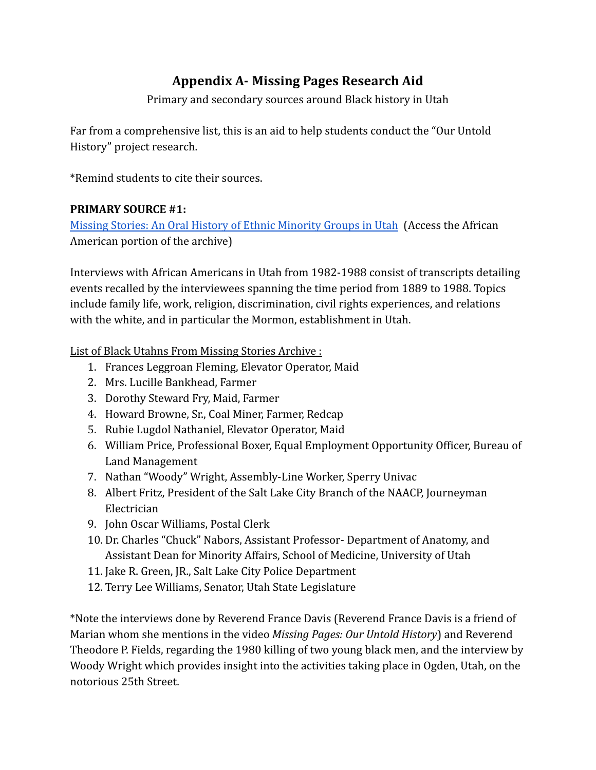# Appendix A- Missing Pages Research Aid

Primary and secondary sources around Black history in Utah

Far from a comprehensive list, this is an aid to help students conduct the "Our Untold History" project research.

*Remind students to cite their sources.

**PRIMARY SOURCE #1:**

Missing Stories: An Oral History of Ethnic Minority Groups in Utah (Access the African American portion of the archive)

Interviews with African Americans in Utah from 1982-1988 consist of transcripts detailing events recalled by the interviewees spanning the time period from 1889 to 1988. Topics include family life, work, religion, discrimination, civil rights experiences, and relations with the white, and in particular the Mormon, establishment in Utah.

List of Black Utahns From Missing Stories Archive :

1. Frances Leggroan Fleming, Elevator Operator, Maid
2. Mrs. Lucille Bankhead, Farmer
3. Dorothy Steward Fry, Maid, Farmer
4. Howard Browne, Sr., Coal Miner, Farmer, Redcap
5. Rubie Lugdol Nathaniel, Elevator Operator, Maid
6. William Price, Professional Boxer, Equal Employment Opportunity Officer, Bureau of Land Management
7. Nathan "Woody" Wright, Assembly-Line Worker, Sperry Univac
8. Albert Fritz, President of the Salt Lake City Branch of the NAACP, Journeyman Electrician
9. John Oscar Williams, Postal Clerk
10. Dr. Charles "Chuck" Nabors, Assistant Professor- Department of Anatomy, and Assistant Dean for Minority Affairs, School of Medicine, University of Utah
11. Jake R. Green, JR., Salt Lake City Police Department
12. Terry Lee Williams, Senator, Utah State Legislature

*Note the interviews done by Reverend France Davis (Reverend France Davis is a friend of Marian whom she mentions in the video *Missing Pages: Our Untold History*) and Reverend Theodore P. Fields, regarding the 1980 killing of two young black men, and the interview by Woody Wright which provides insight into the activities taking place in Ogden, Utah, on the notorious 25th Street.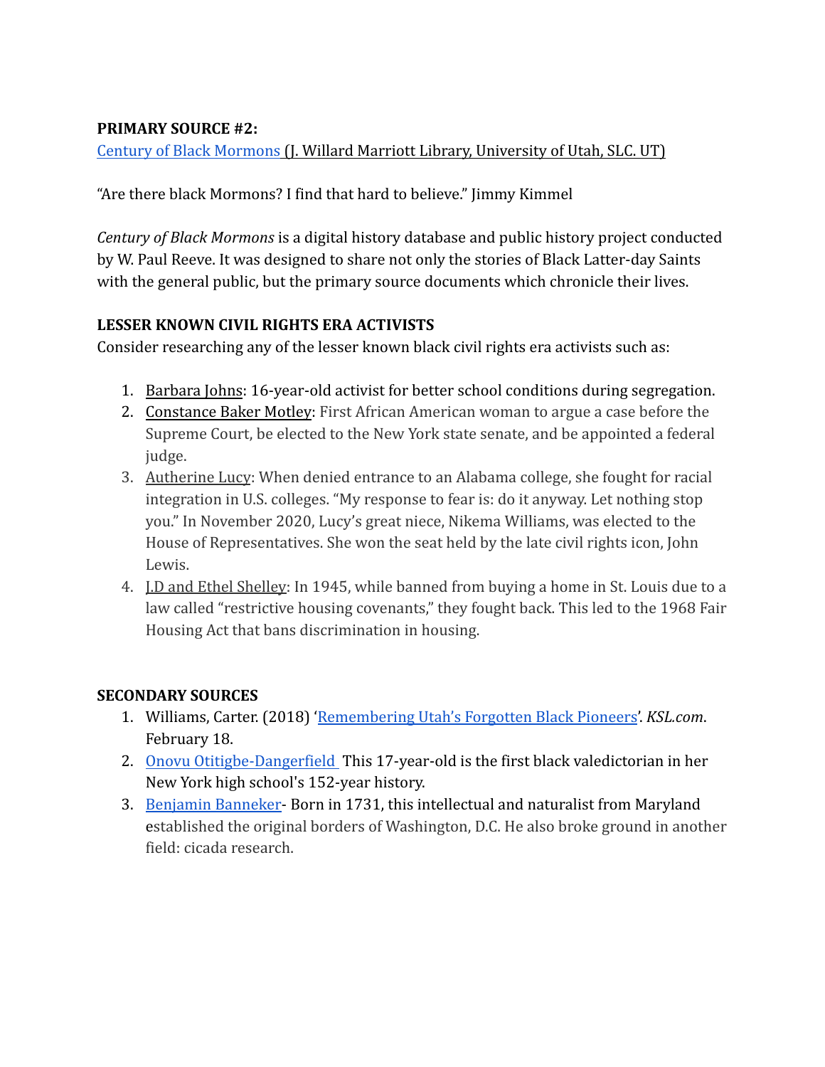**PRIMARY SOURCE #2:**

Century of Black Mormons (J. Willard Marriott Library, University of Utah, SLC. UT)

"Are there black Mormons? I find that hard to believe." Jimmy Kimmel

*Century of Black Mormons* is a digital history database and public history project conducted by W. Paul Reeve. It was designed to share not only the stories of Black Latter-day Saints with the general public, but the primary source documents which chronicle their lives.

**LESSER KNOWN CIVIL RIGHTS ERA ACTIVISTS**

Consider researching any of the lesser known black civil rights era activists such as:

1. Barbara Johns: 16-year-old activist for better school conditions during segregation.
2. Constance Baker Motley: First African American woman to argue a case before the Supreme Court, be elected to the New York state senate, and be appointed a federal judge.
3. Autherine Lucy: When denied entrance to an Alabama college, she fought for racial integration in U.S. colleges. "My response to fear is: do it anyway. Let nothing stop you." In November 2020, Lucy's great niece, Nikema Williams, was elected to the House of Representatives. She won the seat held by the late civil rights icon, John Lewis.
4. J.D and Ethel Shelley: In 1945, while banned from buying a home in St. Louis due to a law called "restrictive housing covenants," they fought back. This led to the 1968 Fair Housing Act that bans discrimination in housing.

**SECONDARY SOURCES**

1. Williams, Carter. (2018) 'Remembering Utah's Forgotten Black Pioneers'. *KSL.com*. February 18.
2. Onovu Otitigbe-Dangerfield This 17-year-old is the first black valedictorian in her New York high school's 152-year history.
3. Benjamin Banneker- Born in 1731, this intellectual and naturalist from Maryland established the original borders of Washington, D.C. He also broke ground in another field: cicada research.